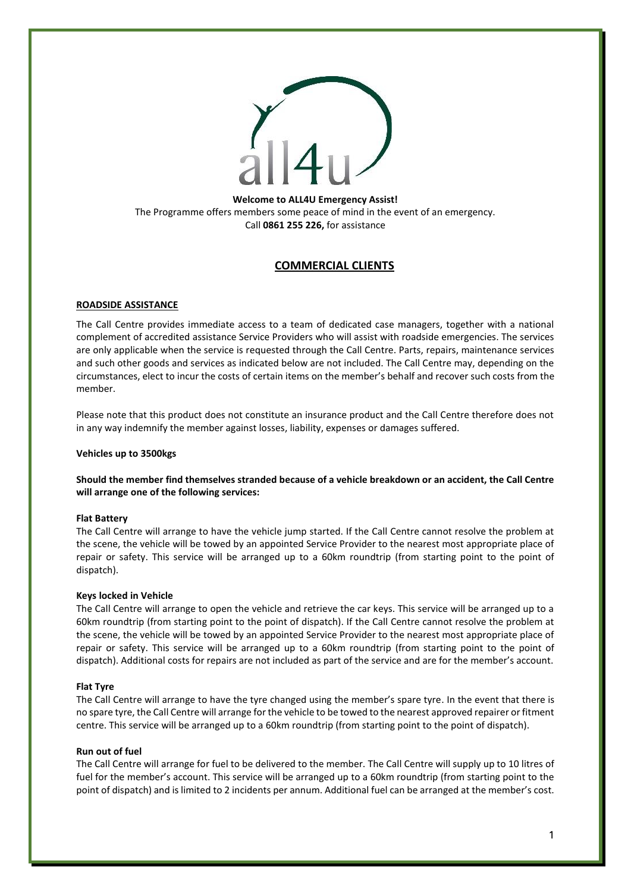**Welcome to ALL4U Emergency Assist!**
The Programme offers members some peace of mind in the event of an emergency.
Call **0861 255 226,** for assistance

## COMMERCIAL CLIENTS

### ROADSIDE ASSISTANCE

The Call Centre provides immediate access to a team of dedicated case managers, together with a national complement of accredited assistance Service Providers who will assist with roadside emergencies. The services are only applicable when the service is requested through the Call Centre. Parts, repairs, maintenance services and such other goods and services as indicated below are not included. The Call Centre may, depending on the circumstances, elect to incur the costs of certain items on the member's behalf and recover such costs from the member.

Please note that this product does not constitute an insurance product and the Call Centre therefore does not in any way indemnify the member against losses, liability, expenses or damages suffered.

**Vehicles up to 3500kgs**

**Should the member find themselves stranded because of a vehicle breakdown or an accident, the Call Centre will arrange one of the following services:**

**Flat Battery**
The Call Centre will arrange to have the vehicle jump started. If the Call Centre cannot resolve the problem at the scene, the vehicle will be towed by an appointed Service Provider to the nearest most appropriate place of repair or safety. This service will be arranged up to a 60km roundtrip (from starting point to the point of dispatch).

**Keys locked in Vehicle**
The Call Centre will arrange to open the vehicle and retrieve the car keys. This service will be arranged up to a 60km roundtrip (from starting point to the point of dispatch). If the Call Centre cannot resolve the problem at the scene, the vehicle will be towed by an appointed Service Provider to the nearest most appropriate place of repair or safety. This service will be arranged up to a 60km roundtrip (from starting point to the point of dispatch). Additional costs for repairs are not included as part of the service and are for the member's account.

**Flat Tyre**
The Call Centre will arrange to have the tyre changed using the member's spare tyre. In the event that there is no spare tyre, the Call Centre will arrange for the vehicle to be towed to the nearest approved repairer or fitment centre. This service will be arranged up to a 60km roundtrip (from starting point to the point of dispatch).

**Run out of fuel**
The Call Centre will arrange for fuel to be delivered to the member. The Call Centre will supply up to 10 litres of fuel for the member's account. This service will be arranged up to a 60km roundtrip (from starting point to the point of dispatch) and is limited to 2 incidents per annum. Additional fuel can be arranged at the member's cost.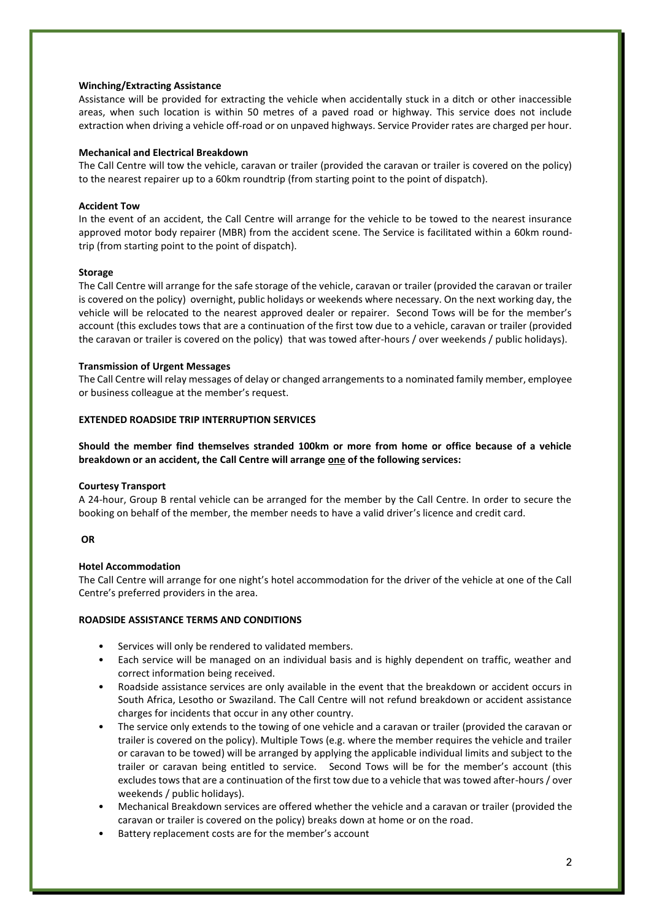**Winching/Extracting Assistance**

Assistance will be provided for extracting the vehicle when accidentally stuck in a ditch or other inaccessible areas, when such location is within 50 metres of a paved road or highway. This service does not include extraction when driving a vehicle off-road or on unpaved highways. Service Provider rates are charged per hour.

**Mechanical and Electrical Breakdown**

The Call Centre will tow the vehicle, caravan or trailer (provided the caravan or trailer is covered on the policy) to the nearest repairer up to a 60km roundtrip (from starting point to the point of dispatch).

**Accident Tow**

In the event of an accident, the Call Centre will arrange for the vehicle to be towed to the nearest insurance approved motor body repairer (MBR) from the accident scene. The Service is facilitated within a 60km round-trip (from starting point to the point of dispatch).

**Storage**

The Call Centre will arrange for the safe storage of the vehicle, caravan or trailer (provided the caravan or trailer is covered on the policy) overnight, public holidays or weekends where necessary. On the next working day, the vehicle will be relocated to the nearest approved dealer or repairer. Second Tows will be for the member's account (this excludes tows that are a continuation of the first tow due to a vehicle, caravan or trailer (provided the caravan or trailer is covered on the policy) that was towed after-hours / over weekends / public holidays).

**Transmission of Urgent Messages**

The Call Centre will relay messages of delay or changed arrangements to a nominated family member, employee or business colleague at the member's request.

**EXTENDED ROADSIDE TRIP INTERRUPTION SERVICES**

**Should the member find themselves stranded 100km or more from home or office because of a vehicle breakdown or an accident, the Call Centre will arrange one of the following services:**

**Courtesy Transport**

A 24-hour, Group B rental vehicle can be arranged for the member by the Call Centre. In order to secure the booking on behalf of the member, the member needs to have a valid driver's licence and credit card.

**OR**

**Hotel Accommodation**

The Call Centre will arrange for one night's hotel accommodation for the driver of the vehicle at one of the Call Centre's preferred providers in the area.

**ROADSIDE ASSISTANCE TERMS AND CONDITIONS**

- Services will only be rendered to validated members.
- Each service will be managed on an individual basis and is highly dependent on traffic, weather and correct information being received.
- Roadside assistance services are only available in the event that the breakdown or accident occurs in South Africa, Lesotho or Swaziland. The Call Centre will not refund breakdown or accident assistance charges for incidents that occur in any other country.
- The service only extends to the towing of one vehicle and a caravan or trailer (provided the caravan or trailer is covered on the policy). Multiple Tows (e.g. where the member requires the vehicle and trailer or caravan to be towed) will be arranged by applying the applicable individual limits and subject to the trailer or caravan being entitled to service. Second Tows will be for the member's account (this excludes tows that are a continuation of the first tow due to a vehicle that was towed after-hours / over weekends / public holidays).
- Mechanical Breakdown services are offered whether the vehicle and a caravan or trailer (provided the caravan or trailer is covered on the policy) breaks down at home or on the road.
- Battery replacement costs are for the member's account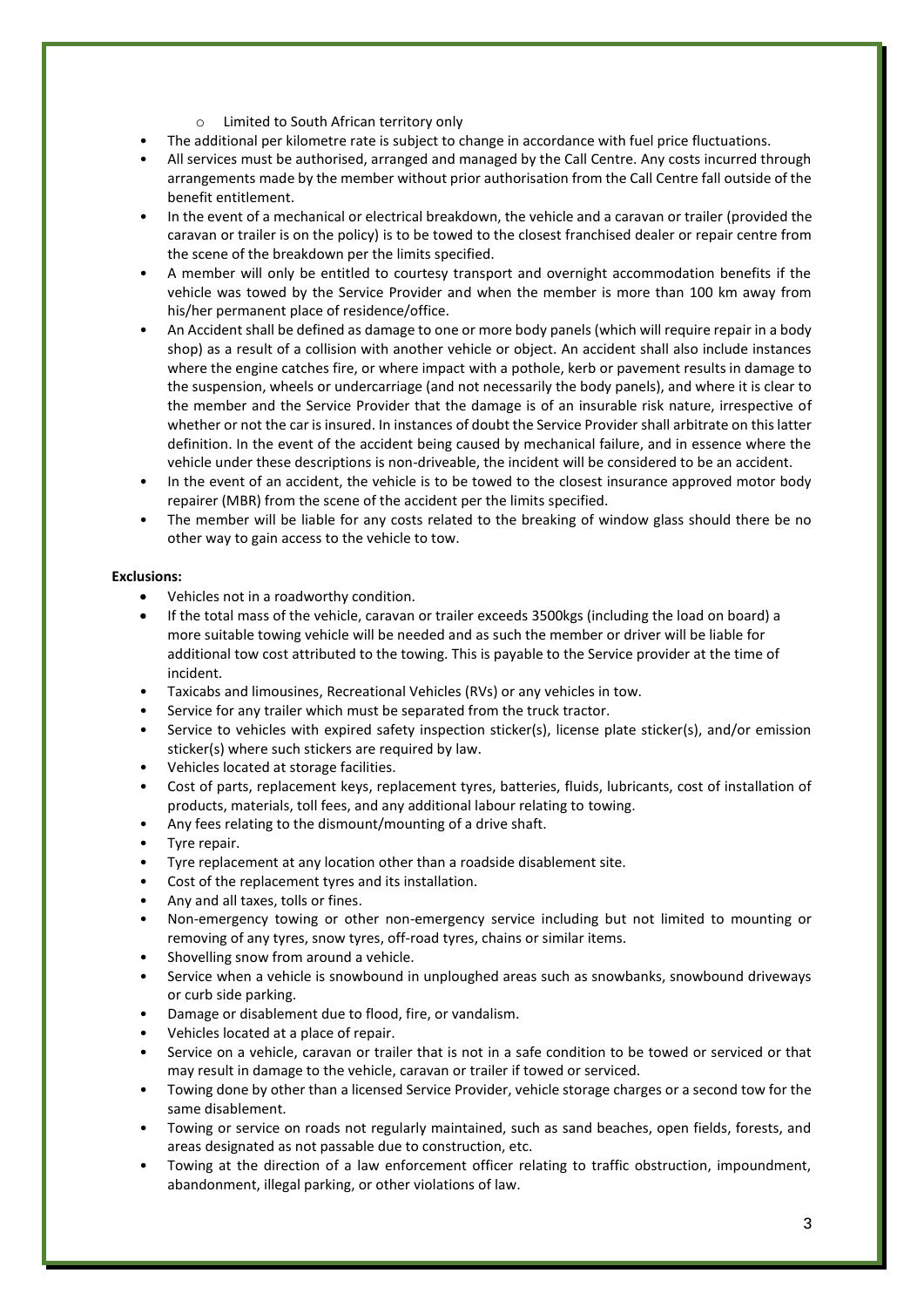- Limited to South African territory only
- The additional per kilometre rate is subject to change in accordance with fuel price fluctuations.
- All services must be authorised, arranged and managed by the Call Centre. Any costs incurred through arrangements made by the member without prior authorisation from the Call Centre fall outside of the benefit entitlement.
- In the event of a mechanical or electrical breakdown, the vehicle and a caravan or trailer (provided the caravan or trailer is on the policy) is to be towed to the closest franchised dealer or repair centre from the scene of the breakdown per the limits specified.
- A member will only be entitled to courtesy transport and overnight accommodation benefits if the vehicle was towed by the Service Provider and when the member is more than 100 km away from his/her permanent place of residence/office.
- An Accident shall be defined as damage to one or more body panels (which will require repair in a body shop) as a result of a collision with another vehicle or object. An accident shall also include instances where the engine catches fire, or where impact with a pothole, kerb or pavement results in damage to the suspension, wheels or undercarriage (and not necessarily the body panels), and where it is clear to the member and the Service Provider that the damage is of an insurable risk nature, irrespective of whether or not the car is insured. In instances of doubt the Service Provider shall arbitrate on this latter definition. In the event of the accident being caused by mechanical failure, and in essence where the vehicle under these descriptions is non-driveable, the incident will be considered to be an accident.
- In the event of an accident, the vehicle is to be towed to the closest insurance approved motor body repairer (MBR) from the scene of the accident per the limits specified.
- The member will be liable for any costs related to the breaking of window glass should there be no other way to gain access to the vehicle to tow.

**Exclusions:**

- Vehicles not in a roadworthy condition.
- If the total mass of the vehicle, caravan or trailer exceeds 3500kgs (including the load on board) a more suitable towing vehicle will be needed and as such the member or driver will be liable for additional tow cost attributed to the towing. This is payable to the Service provider at the time of incident.
- Taxicabs and limousines, Recreational Vehicles (RVs) or any vehicles in tow.
- Service for any trailer which must be separated from the truck tractor.
- Service to vehicles with expired safety inspection sticker(s), license plate sticker(s), and/or emission sticker(s) where such stickers are required by law.
- Vehicles located at storage facilities.
- Cost of parts, replacement keys, replacement tyres, batteries, fluids, lubricants, cost of installation of products, materials, toll fees, and any additional labour relating to towing.
- Any fees relating to the dismount/mounting of a drive shaft.
- Tyre repair.
- Tyre replacement at any location other than a roadside disablement site.
- Cost of the replacement tyres and its installation.
- Any and all taxes, tolls or fines.
- Non-emergency towing or other non-emergency service including but not limited to mounting or removing of any tyres, snow tyres, off-road tyres, chains or similar items.
- Shovelling snow from around a vehicle.
- Service when a vehicle is snowbound in unploughed areas such as snowbanks, snowbound driveways or curb side parking.
- Damage or disablement due to flood, fire, or vandalism.
- Vehicles located at a place of repair.
- Service on a vehicle, caravan or trailer that is not in a safe condition to be towed or serviced or that may result in damage to the vehicle, caravan or trailer if towed or serviced.
- Towing done by other than a licensed Service Provider, vehicle storage charges or a second tow for the same disablement.
- Towing or service on roads not regularly maintained, such as sand beaches, open fields, forests, and areas designated as not passable due to construction, etc.
- Towing at the direction of a law enforcement officer relating to traffic obstruction, impoundment, abandonment, illegal parking, or other violations of law.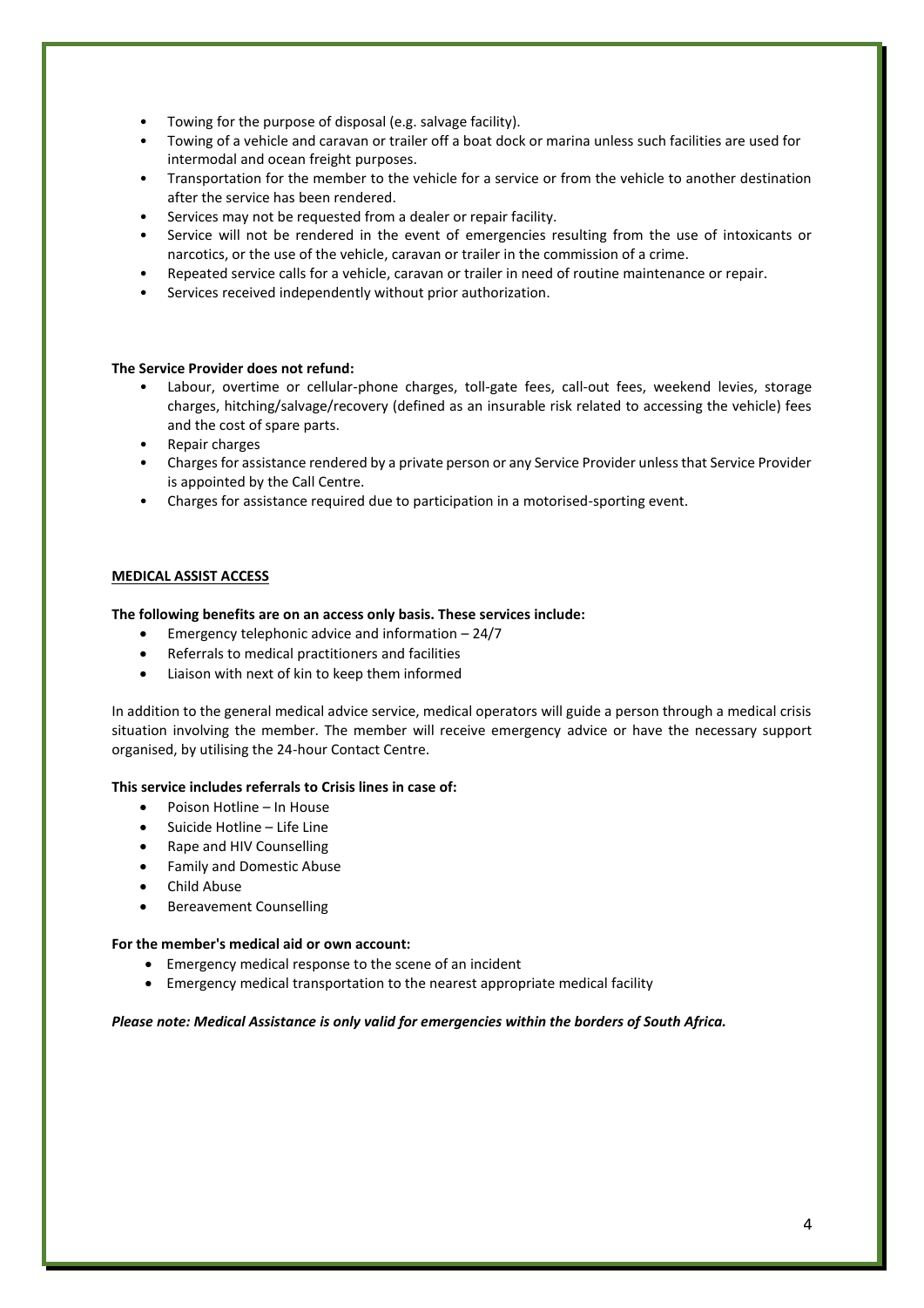- Towing for the purpose of disposal (e.g. salvage facility).
- Towing of a vehicle and caravan or trailer off a boat dock or marina unless such facilities are used for intermodal and ocean freight purposes.
- Transportation for the member to the vehicle for a service or from the vehicle to another destination after the service has been rendered.
- Services may not be requested from a dealer or repair facility.
- Service will not be rendered in the event of emergencies resulting from the use of intoxicants or narcotics, or the use of the vehicle, caravan or trailer in the commission of a crime.
- Repeated service calls for a vehicle, caravan or trailer in need of routine maintenance or repair.
- Services received independently without prior authorization.

**The Service Provider does not refund:**

- Labour, overtime or cellular-phone charges, toll-gate fees, call-out fees, weekend levies, storage charges, hitching/salvage/recovery (defined as an insurable risk related to accessing the vehicle) fees and the cost of spare parts.
- Repair charges
- Charges for assistance rendered by a private person or any Service Provider unless that Service Provider is appointed by the Call Centre.
- Charges for assistance required due to participation in a motorised-sporting event.

## MEDICAL ASSIST ACCESS

**The following benefits are on an access only basis. These services include:**

- Emergency telephonic advice and information – 24/7
- Referrals to medical practitioners and facilities
- Liaison with next of kin to keep them informed

In addition to the general medical advice service, medical operators will guide a person through a medical crisis situation involving the member. The member will receive emergency advice or have the necessary support organised, by utilising the 24-hour Contact Centre.

**This service includes referrals to Crisis lines in case of:**

- Poison Hotline – In House
- Suicide Hotline – Life Line
- Rape and HIV Counselling
- Family and Domestic Abuse
- Child Abuse
- Bereavement Counselling

**For the member's medical aid or own account:**

- Emergency medical response to the scene of an incident
- Emergency medical transportation to the nearest appropriate medical facility

***Please note: Medical Assistance is only valid for emergencies within the borders of South Africa.***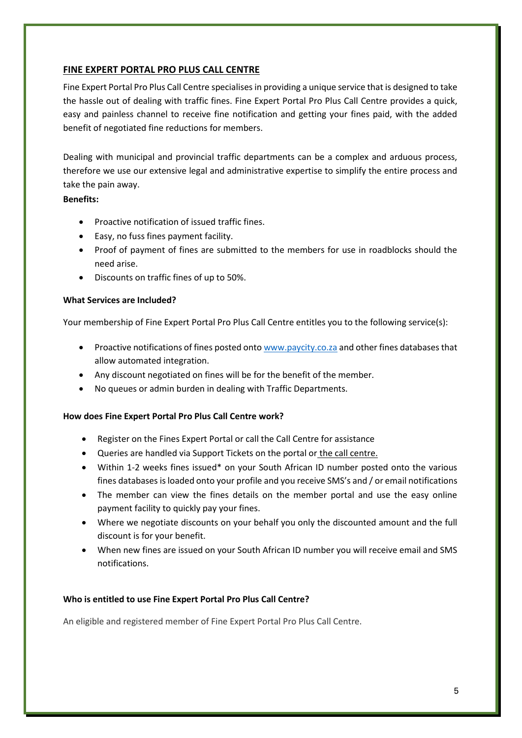## FINE EXPERT PORTAL PRO PLUS CALL CENTRE

Fine Expert Portal Pro Plus Call Centre specialises in providing a unique service that is designed to take the hassle out of dealing with traffic fines. Fine Expert Portal Pro Plus Call Centre provides a quick, easy and painless channel to receive fine notification and getting your fines paid, with the added benefit of negotiated fine reductions for members.

Dealing with municipal and provincial traffic departments can be a complex and arduous process, therefore we use our extensive legal and administrative expertise to simplify the entire process and take the pain away.

**Benefits:**

- Proactive notification of issued traffic fines.
- Easy, no fuss fines payment facility.
- Proof of payment of fines are submitted to the members for use in roadblocks should the need arise.
- Discounts on traffic fines of up to 50%.

**What Services are Included?**

Your membership of Fine Expert Portal Pro Plus Call Centre entitles you to the following service(s):

- Proactive notifications of fines posted onto www.paycity.co.za and other fines databases that allow automated integration.
- Any discount negotiated on fines will be for the benefit of the member.
- No queues or admin burden in dealing with Traffic Departments.

**How does Fine Expert Portal Pro Plus Call Centre work?**

- Register on the Fines Expert Portal or call the Call Centre for assistance
- Queries are handled via Support Tickets on the portal or the call centre.
- Within 1-2 weeks fines issued* on your South African ID number posted onto the various fines databases is loaded onto your profile and you receive SMS's and / or email notifications
- The member can view the fines details on the member portal and use the easy online payment facility to quickly pay your fines.
- Where we negotiate discounts on your behalf you only the discounted amount and the full discount is for your benefit.
- When new fines are issued on your South African ID number you will receive email and SMS notifications.

**Who is entitled to use Fine Expert Portal Pro Plus Call Centre?**

An eligible and registered member of Fine Expert Portal Pro Plus Call Centre.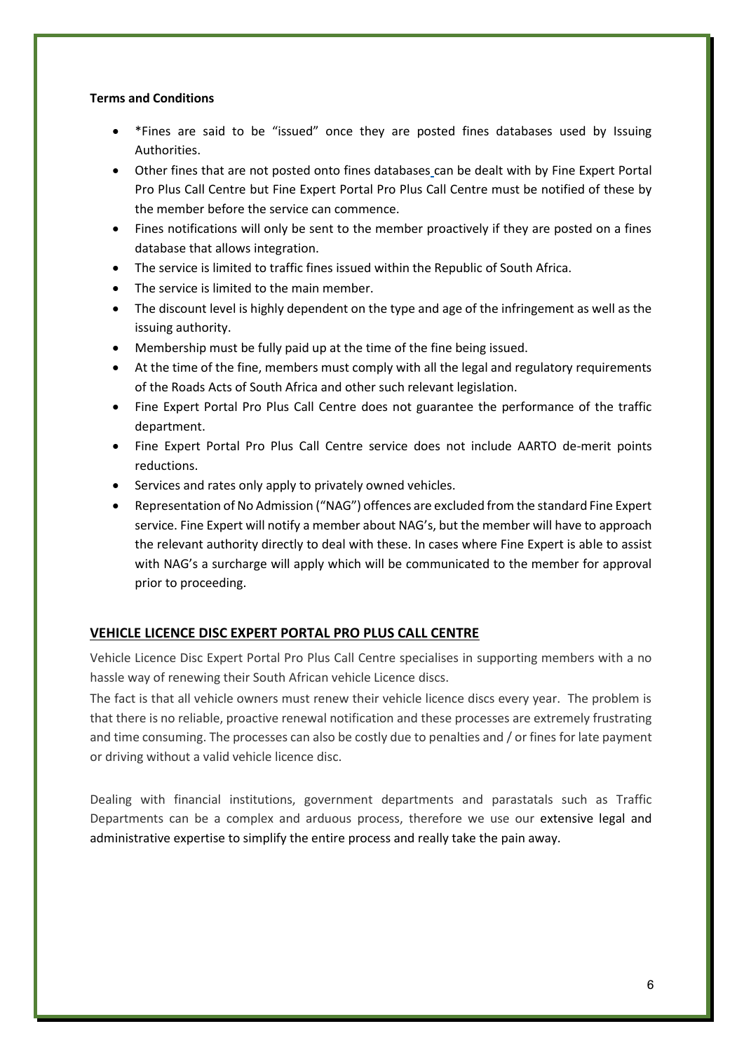**Terms and Conditions**

- *Fines are said to be "issued" once they are posted fines databases used by Issuing Authorities.
- Other fines that are not posted onto fines databases can be dealt with by Fine Expert Portal Pro Plus Call Centre but Fine Expert Portal Pro Plus Call Centre must be notified of these by the member before the service can commence.
- Fines notifications will only be sent to the member proactively if they are posted on a fines database that allows integration.
- The service is limited to traffic fines issued within the Republic of South Africa.
- The service is limited to the main member.
- The discount level is highly dependent on the type and age of the infringement as well as the issuing authority.
- Membership must be fully paid up at the time of the fine being issued.
- At the time of the fine, members must comply with all the legal and regulatory requirements of the Roads Acts of South Africa and other such relevant legislation.
- Fine Expert Portal Pro Plus Call Centre does not guarantee the performance of the traffic department.
- Fine Expert Portal Pro Plus Call Centre service does not include AARTO de-merit points reductions.
- Services and rates only apply to privately owned vehicles.
- Representation of No Admission ("NAG") offences are excluded from the standard Fine Expert service. Fine Expert will notify a member about NAG's, but the member will have to approach the relevant authority directly to deal with these. In cases where Fine Expert is able to assist with NAG's a surcharge will apply which will be communicated to the member for approval prior to proceeding.

## VEHICLE LICENCE DISC EXPERT PORTAL PRO PLUS CALL CENTRE

Vehicle Licence Disc Expert Portal Pro Plus Call Centre specialises in supporting members with a no hassle way of renewing their South African vehicle Licence discs.

The fact is that all vehicle owners must renew their vehicle licence discs every year. The problem is that there is no reliable, proactive renewal notification and these processes are extremely frustrating and time consuming. The processes can also be costly due to penalties and / or fines for late payment or driving without a valid vehicle licence disc.

Dealing with financial institutions, government departments and parastatals such as Traffic Departments can be a complex and arduous process, therefore we use our extensive legal and administrative expertise to simplify the entire process and really take the pain away.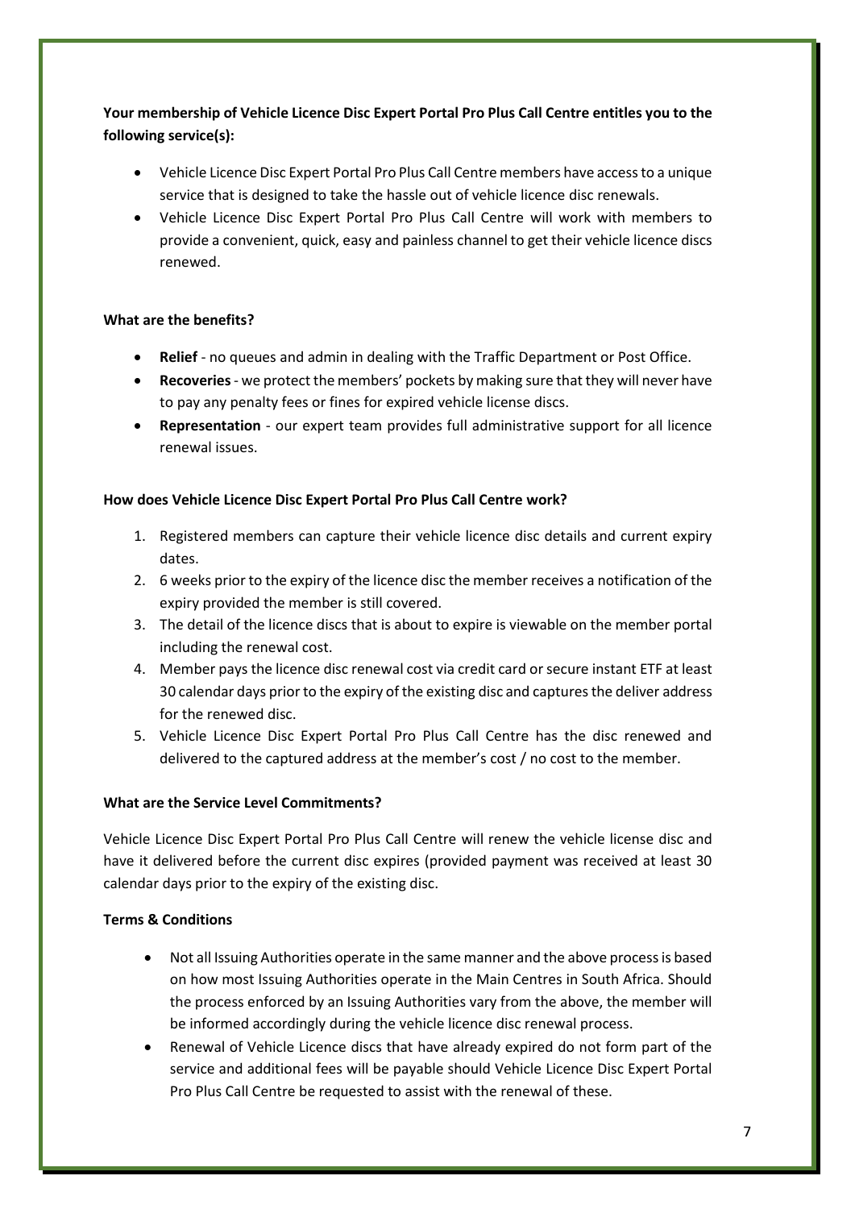**Your membership of Vehicle Licence Disc Expert Portal Pro Plus Call Centre entitles you to the following service(s):**

- Vehicle Licence Disc Expert Portal Pro Plus Call Centre members have access to a unique service that is designed to take the hassle out of vehicle licence disc renewals.
- Vehicle Licence Disc Expert Portal Pro Plus Call Centre will work with members to provide a convenient, quick, easy and painless channel to get their vehicle licence discs renewed.

**What are the benefits?**

- **Relief** - no queues and admin in dealing with the Traffic Department or Post Office.
- **Recoveries** - we protect the members' pockets by making sure that they will never have to pay any penalty fees or fines for expired vehicle license discs.
- **Representation** - our expert team provides full administrative support for all licence renewal issues.

**How does Vehicle Licence Disc Expert Portal Pro Plus Call Centre work?**

1. Registered members can capture their vehicle licence disc details and current expiry dates.
2. 6 weeks prior to the expiry of the licence disc the member receives a notification of the expiry provided the member is still covered.
3. The detail of the licence discs that is about to expire is viewable on the member portal including the renewal cost.
4. Member pays the licence disc renewal cost via credit card or secure instant ETF at least 30 calendar days prior to the expiry of the existing disc and captures the deliver address for the renewed disc.
5. Vehicle Licence Disc Expert Portal Pro Plus Call Centre has the disc renewed and delivered to the captured address at the member's cost / no cost to the member.

**What are the Service Level Commitments?**

Vehicle Licence Disc Expert Portal Pro Plus Call Centre will renew the vehicle license disc and have it delivered before the current disc expires (provided payment was received at least 30 calendar days prior to the expiry of the existing disc.

**Terms & Conditions**

- Not all Issuing Authorities operate in the same manner and the above process is based on how most Issuing Authorities operate in the Main Centres in South Africa. Should the process enforced by an Issuing Authorities vary from the above, the member will be informed accordingly during the vehicle licence disc renewal process.
- Renewal of Vehicle Licence discs that have already expired do not form part of the service and additional fees will be payable should Vehicle Licence Disc Expert Portal Pro Plus Call Centre be requested to assist with the renewal of these.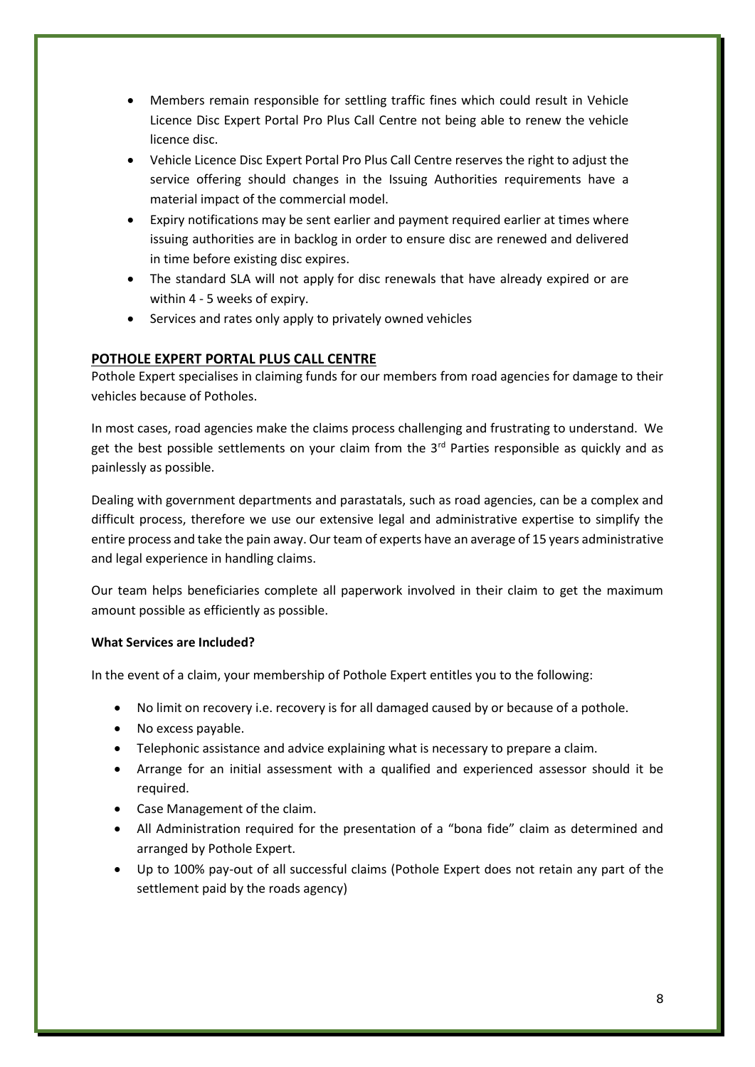- Members remain responsible for settling traffic fines which could result in Vehicle Licence Disc Expert Portal Pro Plus Call Centre not being able to renew the vehicle licence disc.
- Vehicle Licence Disc Expert Portal Pro Plus Call Centre reserves the right to adjust the service offering should changes in the Issuing Authorities requirements have a material impact of the commercial model.
- Expiry notifications may be sent earlier and payment required earlier at times where issuing authorities are in backlog in order to ensure disc are renewed and delivered in time before existing disc expires.
- The standard SLA will not apply for disc renewals that have already expired or are within 4 - 5 weeks of expiry.
- Services and rates only apply to privately owned vehicles

## POTHOLE EXPERT PORTAL PLUS CALL CENTRE

Pothole Expert specialises in claiming funds for our members from road agencies for damage to their vehicles because of Potholes.

In most cases, road agencies make the claims process challenging and frustrating to understand. We get the best possible settlements on your claim from the 3rd Parties responsible as quickly and as painlessly as possible.

Dealing with government departments and parastatals, such as road agencies, can be a complex and difficult process, therefore we use our extensive legal and administrative expertise to simplify the entire process and take the pain away. Our team of experts have an average of 15 years administrative and legal experience in handling claims.

Our team helps beneficiaries complete all paperwork involved in their claim to get the maximum amount possible as efficiently as possible.

**What Services are Included?**

In the event of a claim, your membership of Pothole Expert entitles you to the following:

- No limit on recovery i.e. recovery is for all damaged caused by or because of a pothole.
- No excess payable.
- Telephonic assistance and advice explaining what is necessary to prepare a claim.
- Arrange for an initial assessment with a qualified and experienced assessor should it be required.
- Case Management of the claim.
- All Administration required for the presentation of a "bona fide" claim as determined and arranged by Pothole Expert.
- Up to 100% pay-out of all successful claims (Pothole Expert does not retain any part of the settlement paid by the roads agency)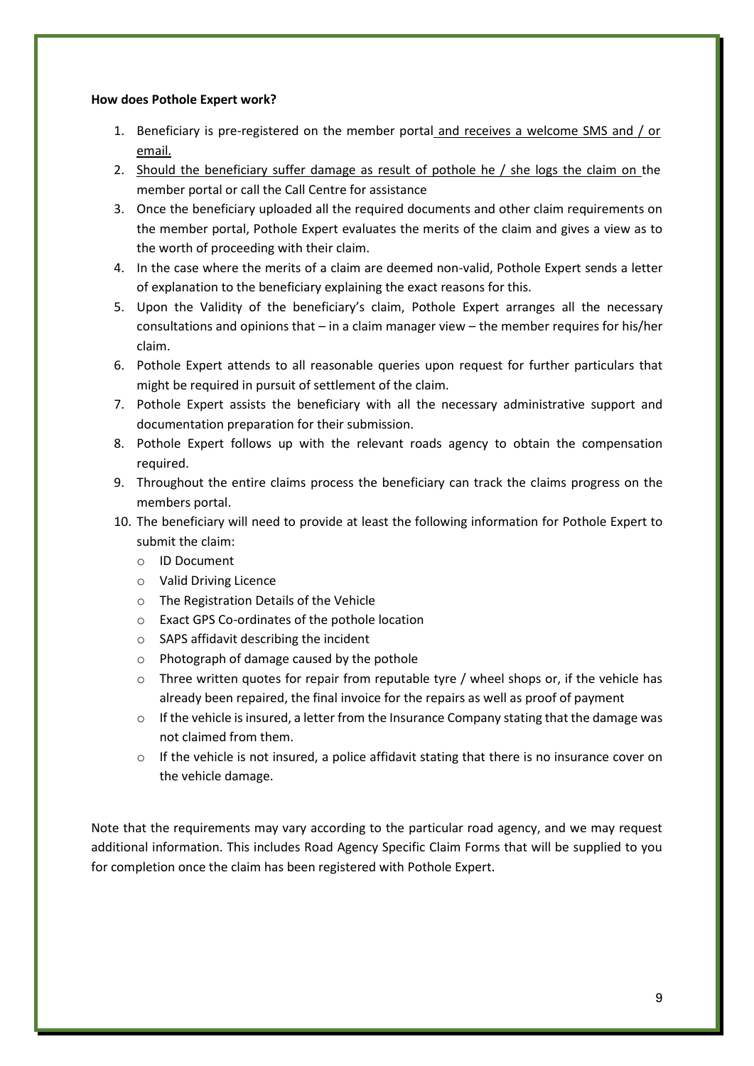**How does Pothole Expert work?**

1. Beneficiary is pre-registered on the member portal and receives a welcome SMS and / or email.
2. Should the beneficiary suffer damage as result of pothole he / she logs the claim on the member portal or call the Call Centre for assistance
3. Once the beneficiary uploaded all the required documents and other claim requirements on the member portal, Pothole Expert evaluates the merits of the claim and gives a view as to the worth of proceeding with their claim.
4. In the case where the merits of a claim are deemed non-valid, Pothole Expert sends a letter of explanation to the beneficiary explaining the exact reasons for this.
5. Upon the Validity of the beneficiary's claim, Pothole Expert arranges all the necessary consultations and opinions that – in a claim manager view – the member requires for his/her claim.
6. Pothole Expert attends to all reasonable queries upon request for further particulars that might be required in pursuit of settlement of the claim.
7. Pothole Expert assists the beneficiary with all the necessary administrative support and documentation preparation for their submission.
8. Pothole Expert follows up with the relevant roads agency to obtain the compensation required.
9. Throughout the entire claims process the beneficiary can track the claims progress on the members portal.
10. The beneficiary will need to provide at least the following information for Pothole Expert to submit the claim:
    - ID Document
    - Valid Driving Licence
    - The Registration Details of the Vehicle
    - Exact GPS Co-ordinates of the pothole location
    - SAPS affidavit describing the incident
    - Photograph of damage caused by the pothole
    - Three written quotes for repair from reputable tyre / wheel shops or, if the vehicle has already been repaired, the final invoice for the repairs as well as proof of payment
    - If the vehicle is insured, a letter from the Insurance Company stating that the damage was not claimed from them.
    - If the vehicle is not insured, a police affidavit stating that there is no insurance cover on the vehicle damage.

Note that the requirements may vary according to the particular road agency, and we may request additional information. This includes Road Agency Specific Claim Forms that will be supplied to you for completion once the claim has been registered with Pothole Expert.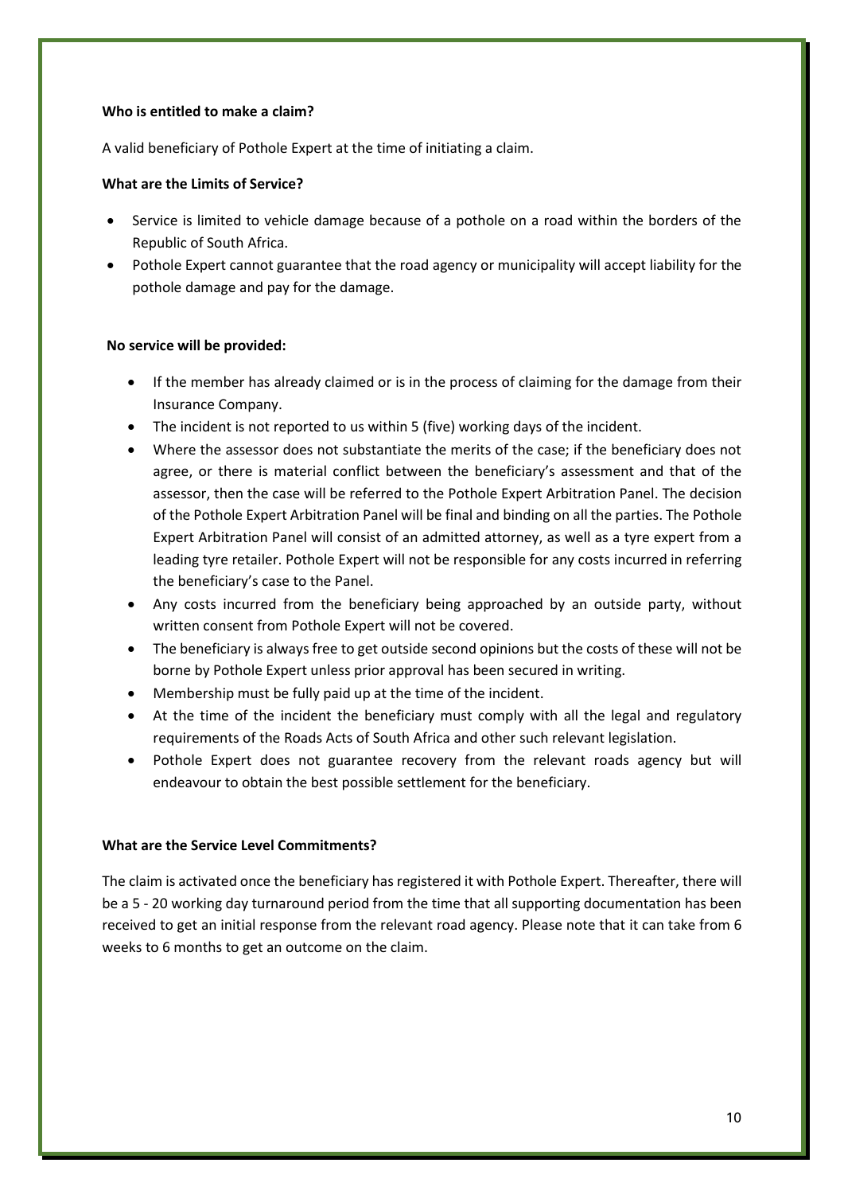**Who is entitled to make a claim?**

A valid beneficiary of Pothole Expert at the time of initiating a claim.

**What are the Limits of Service?**

- Service is limited to vehicle damage because of a pothole on a road within the borders of the Republic of South Africa.
- Pothole Expert cannot guarantee that the road agency or municipality will accept liability for the pothole damage and pay for the damage.

**No service will be provided:**

- If the member has already claimed or is in the process of claiming for the damage from their Insurance Company.
- The incident is not reported to us within 5 (five) working days of the incident.
- Where the assessor does not substantiate the merits of the case; if the beneficiary does not agree, or there is material conflict between the beneficiary's assessment and that of the assessor, then the case will be referred to the Pothole Expert Arbitration Panel. The decision of the Pothole Expert Arbitration Panel will be final and binding on all the parties. The Pothole Expert Arbitration Panel will consist of an admitted attorney, as well as a tyre expert from a leading tyre retailer. Pothole Expert will not be responsible for any costs incurred in referring the beneficiary's case to the Panel.
- Any costs incurred from the beneficiary being approached by an outside party, without written consent from Pothole Expert will not be covered.
- The beneficiary is always free to get outside second opinions but the costs of these will not be borne by Pothole Expert unless prior approval has been secured in writing.
- Membership must be fully paid up at the time of the incident.
- At the time of the incident the beneficiary must comply with all the legal and regulatory requirements of the Roads Acts of South Africa and other such relevant legislation.
- Pothole Expert does not guarantee recovery from the relevant roads agency but will endeavour to obtain the best possible settlement for the beneficiary.

**What are the Service Level Commitments?**

The claim is activated once the beneficiary has registered it with Pothole Expert. Thereafter, there will be a 5 - 20 working day turnaround period from the time that all supporting documentation has been received to get an initial response from the relevant road agency. Please note that it can take from 6 weeks to 6 months to get an outcome on the claim.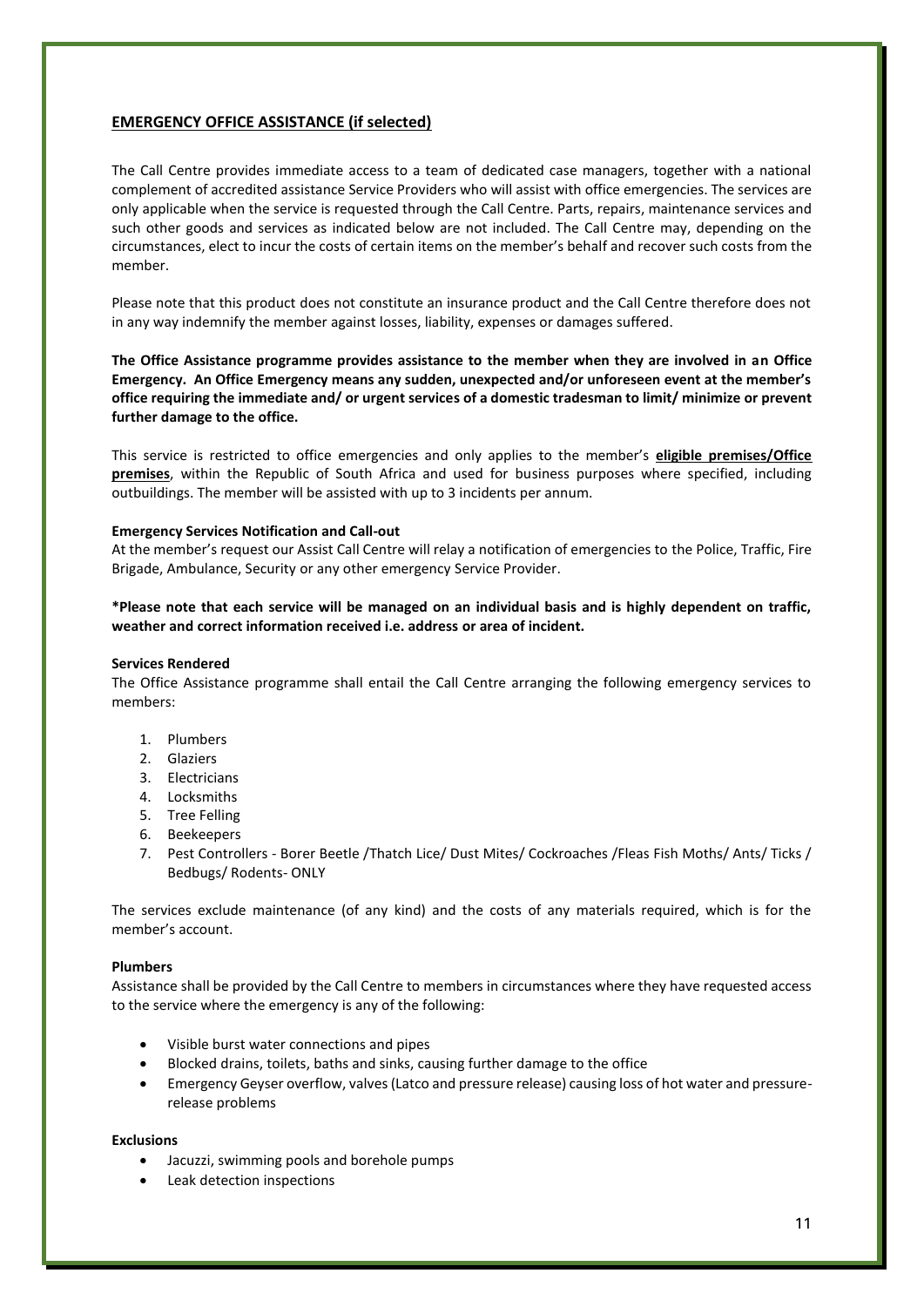## **EMERGENCY OFFICE ASSISTANCE (if selected)**

The Call Centre provides immediate access to a team of dedicated case managers, together with a national complement of accredited assistance Service Providers who will assist with office emergencies. The services are only applicable when the service is requested through the Call Centre. Parts, repairs, maintenance services and such other goods and services as indicated below are not included. The Call Centre may, depending on the circumstances, elect to incur the costs of certain items on the member's behalf and recover such costs from the member.

Please note that this product does not constitute an insurance product and the Call Centre therefore does not in any way indemnify the member against losses, liability, expenses or damages suffered.

**The Office Assistance programme provides assistance to the member when they are involved in an Office Emergency. An Office Emergency means any sudden, unexpected and/or unforeseen event at the member's office requiring the immediate and/ or urgent services of a domestic tradesman to limit/ minimize or prevent further damage to the office.**

This service is restricted to office emergencies and only applies to the member's **eligible premises/Office premises**, within the Republic of South Africa and used for business purposes where specified, including outbuildings. The member will be assisted with up to 3 incidents per annum.

**Emergency Services Notification and Call-out**
At the member's request our Assist Call Centre will relay a notification of emergencies to the Police, Traffic, Fire Brigade, Ambulance, Security or any other emergency Service Provider.

**\*Please note that each service will be managed on an individual basis and is highly dependent on traffic, weather and correct information received i.e. address or area of incident.**

**Services Rendered**
The Office Assistance programme shall entail the Call Centre arranging the following emergency services to members:

1. Plumbers
2. Glaziers
3. Electricians
4. Locksmiths
5. Tree Felling
6. Beekeepers
7. Pest Controllers - Borer Beetle /Thatch Lice/ Dust Mites/ Cockroaches /Fleas Fish Moths/ Ants/ Ticks / Bedbugs/ Rodents- ONLY

The services exclude maintenance (of any kind) and the costs of any materials required, which is for the member's account.

**Plumbers**
Assistance shall be provided by the Call Centre to members in circumstances where they have requested access to the service where the emergency is any of the following:

- Visible burst water connections and pipes
- Blocked drains, toilets, baths and sinks, causing further damage to the office
- Emergency Geyser overflow, valves (Latco and pressure release) causing loss of hot water and pressure-release problems

**Exclusions**
- Jacuzzi, swimming pools and borehole pumps
- Leak detection inspections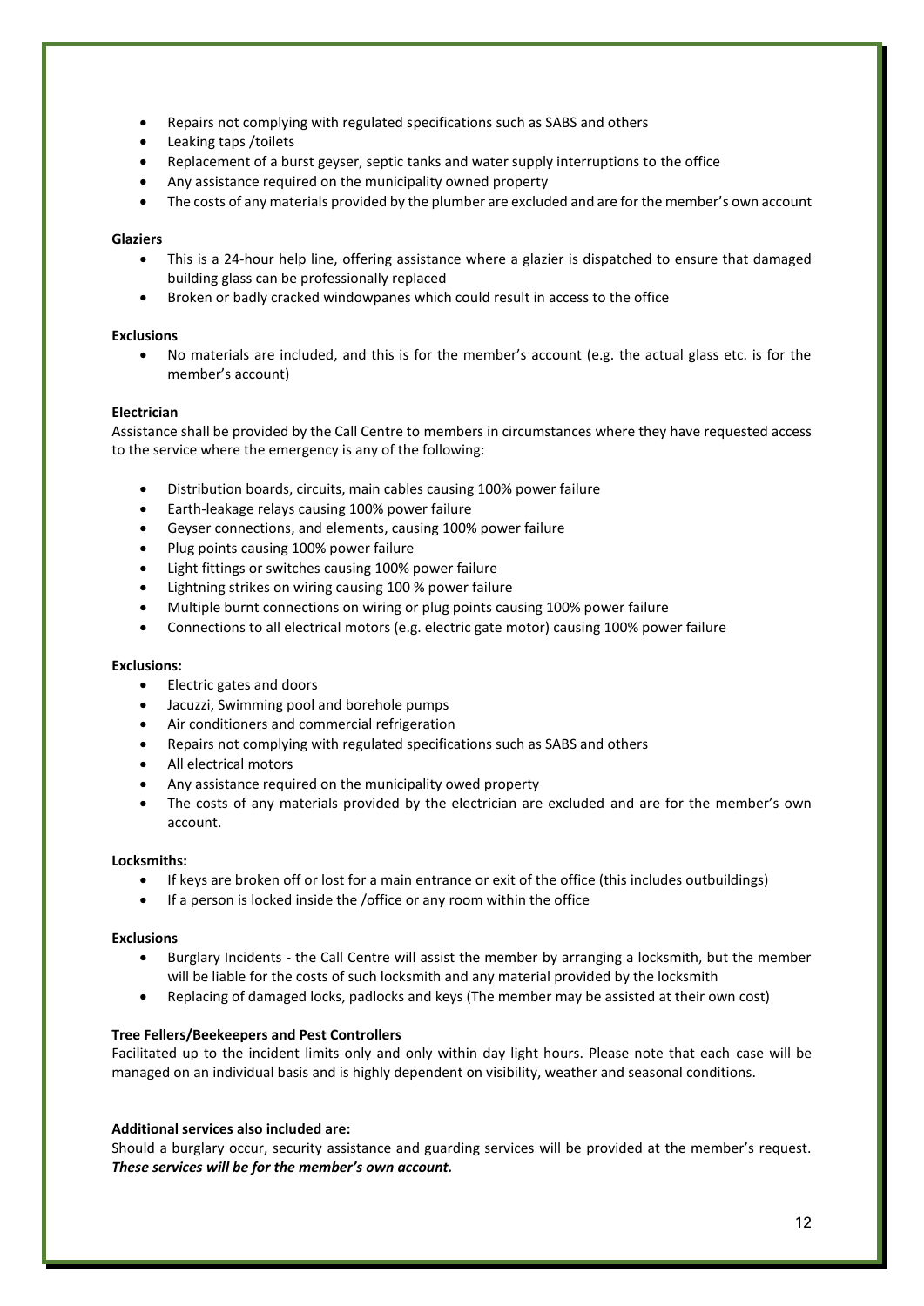- Repairs not complying with regulated specifications such as SABS and others
- Leaking taps /toilets
- Replacement of a burst geyser, septic tanks and water supply interruptions to the office
- Any assistance required on the municipality owned property
- The costs of any materials provided by the plumber are excluded and are for the member's own account

**Glaziers**

- This is a 24-hour help line, offering assistance where a glazier is dispatched to ensure that damaged building glass can be professionally replaced
- Broken or badly cracked windowpanes which could result in access to the office

**Exclusions**

- No materials are included, and this is for the member's account (e.g. the actual glass etc. is for the member's account)

**Electrician**

Assistance shall be provided by the Call Centre to members in circumstances where they have requested access to the service where the emergency is any of the following:

- Distribution boards, circuits, main cables causing 100% power failure
- Earth-leakage relays causing 100% power failure
- Geyser connections, and elements, causing 100% power failure
- Plug points causing 100% power failure
- Light fittings or switches causing 100% power failure
- Lightning strikes on wiring causing 100 % power failure
- Multiple burnt connections on wiring or plug points causing 100% power failure
- Connections to all electrical motors (e.g. electric gate motor) causing 100% power failure

**Exclusions:**

- Electric gates and doors
- Jacuzzi, Swimming pool and borehole pumps
- Air conditioners and commercial refrigeration
- Repairs not complying with regulated specifications such as SABS and others
- All electrical motors
- Any assistance required on the municipality owed property
- The costs of any materials provided by the electrician are excluded and are for the member's own account.

**Locksmiths:**

- If keys are broken off or lost for a main entrance or exit of the office (this includes outbuildings)
- If a person is locked inside the /office or any room within the office

**Exclusions**

- Burglary Incidents - the Call Centre will assist the member by arranging a locksmith, but the member will be liable for the costs of such locksmith and any material provided by the locksmith
- Replacing of damaged locks, padlocks and keys (The member may be assisted at their own cost)

**Tree Fellers/Beekeepers and Pest Controllers**

Facilitated up to the incident limits only and only within day light hours. Please note that each case will be managed on an individual basis and is highly dependent on visibility, weather and seasonal conditions.

**Additional services also included are:**

Should a burglary occur, security assistance and guarding services will be provided at the member's request. ***These services will be for the member's own account.***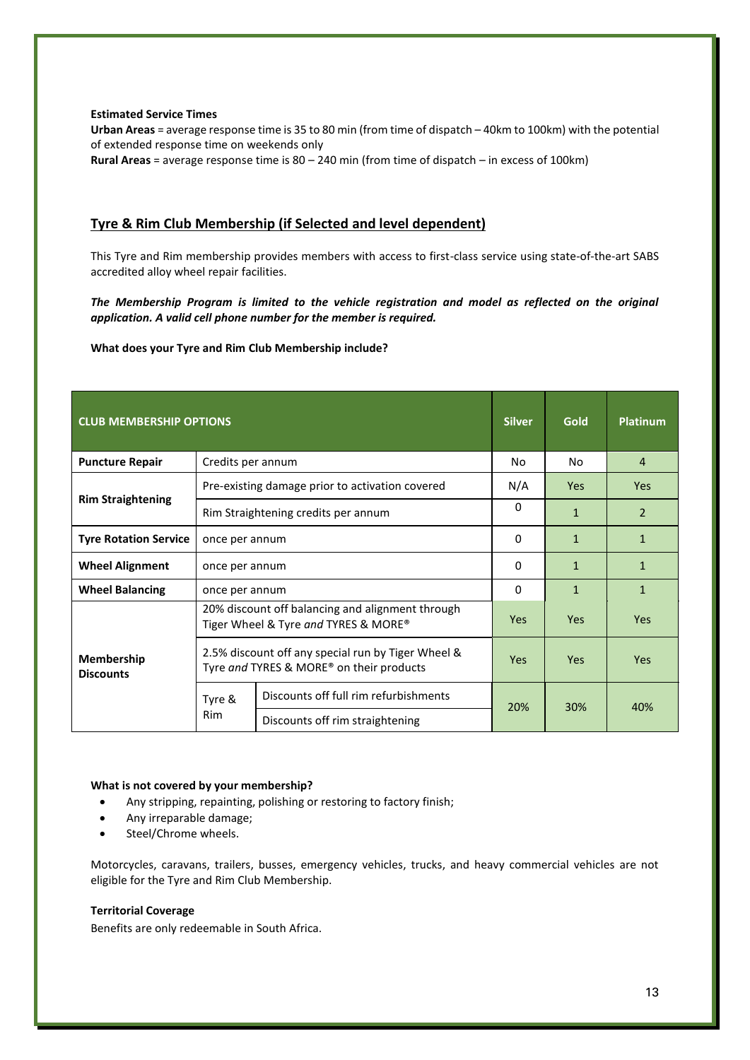**Estimated Service Times**

**Urban Areas** = average response time is 35 to 80 min (from time of dispatch – 40km to 100km) with the potential of extended response time on weekends only

**Rural Areas** = average response time is 80 – 240 min (from time of dispatch – in excess of 100km)

## Tyre & Rim Club Membership (if Selected and level dependent)

This Tyre and Rim membership provides members with access to first-class service using state-of-the-art SABS accredited alloy wheel repair facilities.

***The Membership Program is limited to the vehicle registration and model as reflected on the original application. A valid cell phone number for the member is required.***

**What does your Tyre and Rim Club Membership include?**

| CLUB MEMBERSHIP OPTIONS | | | Silver | Gold | Platinum |
|---|---|---|---|---|---|
| **Puncture Repair** | Credits per annum | | No | No | 4 |
| **Rim Straightening** | Pre-existing damage prior to activation covered | | N/A | Yes | Yes |
| | Rim Straightening credits per annum | | 0 | 1 | 2 |
| **Tyre Rotation Service** | once per annum | | 0 | 1 | 1 |
| **Wheel Alignment** | once per annum | | 0 | 1 | 1 |
| **Wheel Balancing** | once per annum | | 0 | 1 | 1 |
| **Membership Discounts** | 20% discount off balancing and alignment through Tiger Wheel & Tyre *and* TYRES & MORE® | | Yes | Yes | Yes |
| | 2.5% discount off any special run by Tiger Wheel & Tyre *and* TYRES & MORE® on their products | | Yes | Yes | Yes |
| | Tyre & Rim | Discounts off full rim refurbishments | 20% | 30% | 40% |
| | | Discounts off rim straightening | | | |

**What is not covered by your membership?**

- Any stripping, repainting, polishing or restoring to factory finish;
- Any irreparable damage;
- Steel/Chrome wheels.

Motorcycles, caravans, trailers, busses, emergency vehicles, trucks, and heavy commercial vehicles are not eligible for the Tyre and Rim Club Membership.

**Territorial Coverage**

Benefits are only redeemable in South Africa.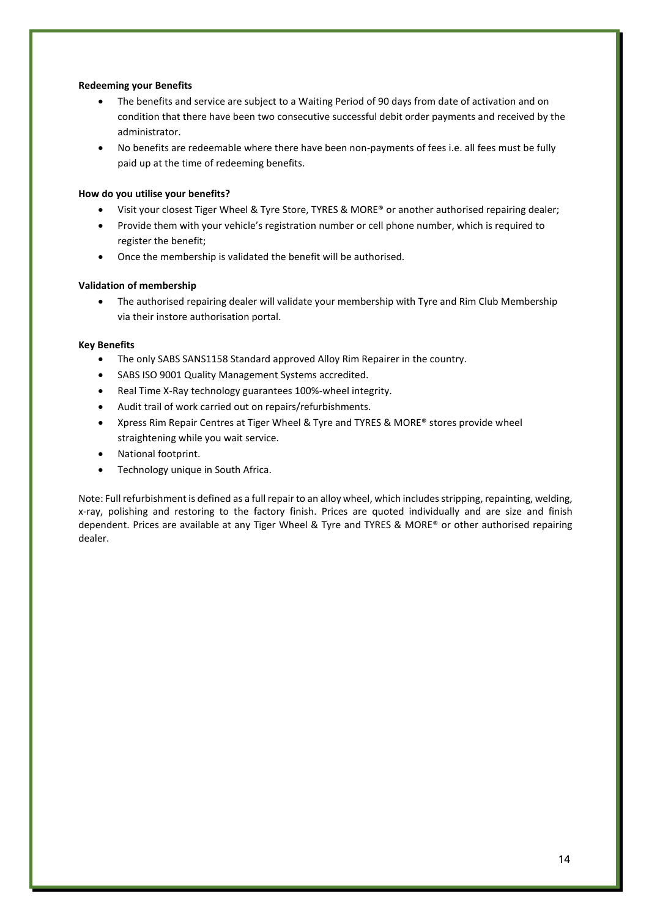**Redeeming your Benefits**

- The benefits and service are subject to a Waiting Period of 90 days from date of activation and on condition that there have been two consecutive successful debit order payments and received by the administrator.
- No benefits are redeemable where there have been non-payments of fees i.e. all fees must be fully paid up at the time of redeeming benefits.

**How do you utilise your benefits?**

- Visit your closest Tiger Wheel & Tyre Store, TYRES & MORE® or another authorised repairing dealer;
- Provide them with your vehicle's registration number or cell phone number, which is required to register the benefit;
- Once the membership is validated the benefit will be authorised.

**Validation of membership**

- The authorised repairing dealer will validate your membership with Tyre and Rim Club Membership via their instore authorisation portal.

**Key Benefits**

- The only SABS SANS1158 Standard approved Alloy Rim Repairer in the country.
- SABS ISO 9001 Quality Management Systems accredited.
- Real Time X-Ray technology guarantees 100%-wheel integrity.
- Audit trail of work carried out on repairs/refurbishments.
- Xpress Rim Repair Centres at Tiger Wheel & Tyre and TYRES & MORE® stores provide wheel straightening while you wait service.
- National footprint.
- Technology unique in South Africa.

Note: Full refurbishment is defined as a full repair to an alloy wheel, which includes stripping, repainting, welding, x-ray, polishing and restoring to the factory finish. Prices are quoted individually and are size and finish dependent. Prices are available at any Tiger Wheel & Tyre and TYRES & MORE® or other authorised repairing dealer.